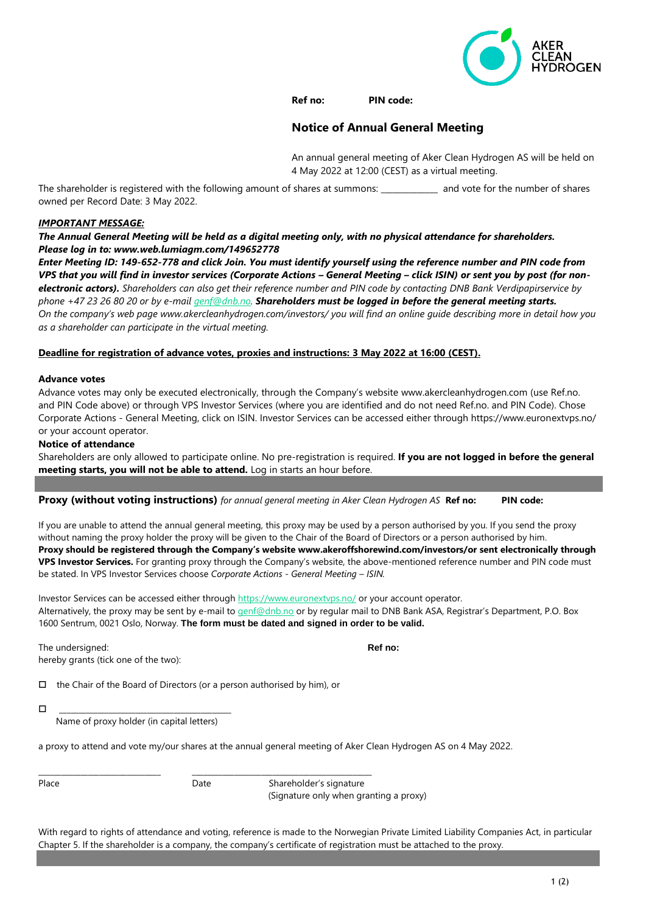AKER CLEAN HYDROGEN

**Ref no:** **PIN code:**

## Notice of Annual General Meeting

An annual general meeting of Aker Clean Hydrogen AS will be held on 4 May 2022 at 12:00 (CEST) as a virtual meeting.

The shareholder is registered with the following amount of shares at summons: _____________ and vote for the number of shares owned per Record Date: 3 May 2022.

***IMPORTANT MESSAGE:***

***The Annual General Meeting will be held as a digital meeting only, with no physical attendance for shareholders. Please log in to: www.web.lumiagm.com/149652778***

***Enter Meeting ID: 149-652-778 and click Join. You must identify yourself using the reference number and PIN code from VPS that you will find in investor services (Corporate Actions – General Meeting – click ISIN) or sent you by post (for non-electronic actors).*** *Shareholders can also get their reference number and PIN code by contacting DNB Bank Verdipapirservice by phone +47 23 26 80 20 or by e-mail genf@dnb.no.* ***Shareholders must be logged in before the general meeting starts.*** *On the company's web page www.akercleanhydrogen.com/investors/ you will find an online guide describing more in detail how you as a shareholder can participate in the virtual meeting.*

**Deadline for registration of advance votes, proxies and instructions: 3 May 2022 at 16:00 (CEST).**

**Advance votes**

Advance votes may only be executed electronically, through the Company's website www.akercleanhydrogen.com (use Ref.no. and PIN Code above) or through VPS Investor Services (where you are identified and do not need Ref.no. and PIN Code). Chose Corporate Actions - General Meeting, click on ISIN. Investor Services can be accessed either through https://www.euronextvps.no/ or your account operator.

**Notice of attendance**

Shareholders are only allowed to participate online. No pre-registration is required. **If you are not logged in before the general meeting starts, you will not be able to attend.** Log in starts an hour before.

---

**Proxy (without voting instructions)** *for annual general meeting in Aker Clean Hydrogen AS* **Ref no:** **PIN code:**

If you are unable to attend the annual general meeting, this proxy may be used by a person authorised by you. If you send the proxy without naming the proxy holder the proxy will be given to the Chair of the Board of Directors or a person authorised by him.
**Proxy should be registered through the Company's website www.akeroffshorewind.com/investors/or sent electronically through VPS Investor Services.** For granting proxy through the Company's website, the above-mentioned reference number and PIN code must be stated. In VPS Investor Services choose *Corporate Actions - General Meeting – ISIN.*

Investor Services can be accessed either through https://www.euronextvps.no/ or your account operator.
Alternatively, the proxy may be sent by e-mail to genf@dnb.no or by regular mail to DNB Bank ASA, Registrar's Department, P.O. Box 1600 Sentrum, 0021 Oslo, Norway. **The form must be dated and signed in order to be valid.**

The undersigned: **Ref no:**
hereby grants (tick one of the two):

☐ the Chair of the Board of Directors (or a person authorised by him), or

☐ ________________________________________
Name of proxy holder (in capital letters)

a proxy to attend and vote my/our shares at the annual general meeting of Aker Clean Hydrogen AS on 4 May 2022.

_____________________________ _________________________________________
Place Date Shareholder's signature
(Signature only when granting a proxy)

With regard to rights of attendance and voting, reference is made to the Norwegian Private Limited Liability Companies Act, in particular Chapter 5. If the shareholder is a company, the company's certificate of registration must be attached to the proxy.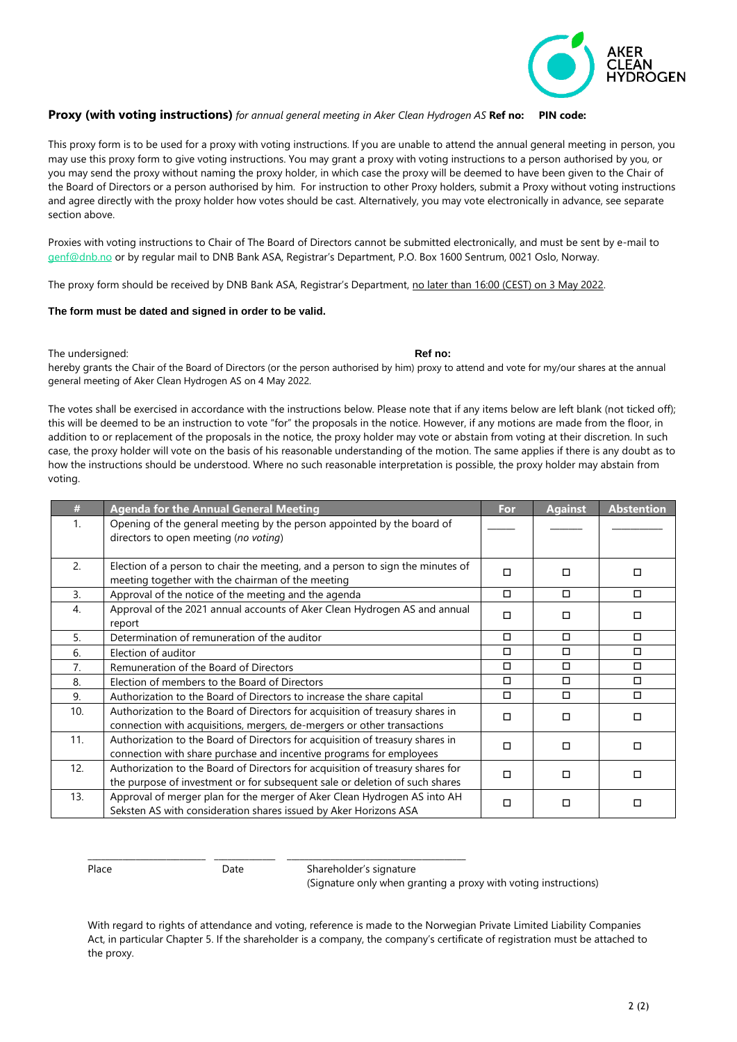**Proxy (with voting instructions)** *for annual general meeting in Aker Clean Hydrogen AS* **Ref no: PIN code:**

This proxy form is to be used for a proxy with voting instructions. If you are unable to attend the annual general meeting in person, you may use this proxy form to give voting instructions. You may grant a proxy with voting instructions to a person authorised by you, or you may send the proxy without naming the proxy holder, in which case the proxy will be deemed to have been given to the Chair of the Board of Directors or a person authorised by him. For instruction to other Proxy holders, submit a Proxy without voting instructions and agree directly with the proxy holder how votes should be cast. Alternatively, you may vote electronically in advance, see separate section above.

Proxies with voting instructions to Chair of The Board of Directors cannot be submitted electronically, and must be sent by e-mail to genf@dnb.no or by regular mail to DNB Bank ASA, Registrar's Department, P.O. Box 1600 Sentrum, 0021 Oslo, Norway.

The proxy form should be received by DNB Bank ASA, Registrar's Department, no later than 16:00 (CEST) on 3 May 2022.

**The form must be dated and signed in order to be valid.**

The undersigned: **Ref no:**

hereby grants the Chair of the Board of Directors (or the person authorised by him) proxy to attend and vote for my/our shares at the annual general meeting of Aker Clean Hydrogen AS on 4 May 2022.

The votes shall be exercised in accordance with the instructions below. Please note that if any items below are left blank (not ticked off); this will be deemed to be an instruction to vote "for" the proposals in the notice. However, if any motions are made from the floor, in addition to or replacement of the proposals in the notice, the proxy holder may vote or abstain from voting at their discretion. In such case, the proxy holder will vote on the basis of his reasonable understanding of the motion. The same applies if there is any doubt as to how the instructions should be understood. Where no such reasonable interpretation is possible, the proxy holder may abstain from voting.

| # | Agenda for the Annual General Meeting | For | Against | Abstention |
|---|---|---|---|---|
| 1. | Opening of the general meeting by the person appointed by the board of directors to open meeting (*no voting*) | _____ | _____ | _____ |
| 2. | Election of a person to chair the meeting, and a person to sign the minutes of meeting together with the chairman of the meeting | ☐ | ☐ | ☐ |
| 3. | Approval of the notice of the meeting and the agenda | ☐ | ☐ | ☐ |
| 4. | Approval of the 2021 annual accounts of Aker Clean Hydrogen AS and annual report | ☐ | ☐ | ☐ |
| 5. | Determination of remuneration of the auditor | ☐ | ☐ | ☐ |
| 6. | Election of auditor | ☐ | ☐ | ☐ |
| 7. | Remuneration of the Board of Directors | ☐ | ☐ | ☐ |
| 8. | Election of members to the Board of Directors | ☐ | ☐ | ☐ |
| 9. | Authorization to the Board of Directors to increase the share capital | ☐ | ☐ | ☐ |
| 10. | Authorization to the Board of Directors for acquisition of treasury shares in connection with acquisitions, mergers, de-mergers or other transactions | ☐ | ☐ | ☐ |
| 11. | Authorization to the Board of Directors for acquisition of treasury shares in connection with share purchase and incentive programs for employees | ☐ | ☐ | ☐ |
| 12. | Authorization to the Board of Directors for acquisition of treasury shares for the purpose of investment or for subsequent sale or deletion of such shares | ☐ | ☐ | ☐ |
| 13. | Approval of merger plan for the merger of Aker Clean Hydrogen AS into AH Seksten AS with consideration shares issued by Aker Horizons ASA | ☐ | ☐ | ☐ |

\_\_\_\_\_\_\_\_\_\_\_\_\_\_\_\_\_\_\_\_\_\_\_\_ \_\_\_\_\_\_\_\_\_\_\_\_ \_\_\_\_\_\_\_\_\_\_\_\_\_\_\_\_\_\_\_\_\_\_\_\_\_\_\_\_\_\_\_\_\_\_\_\_

Place Date Shareholder's signature
(Signature only when granting a proxy with voting instructions)

With regard to rights of attendance and voting, reference is made to the Norwegian Private Limited Liability Companies Act, in particular Chapter 5. If the shareholder is a company, the company's certificate of registration must be attached to the proxy.